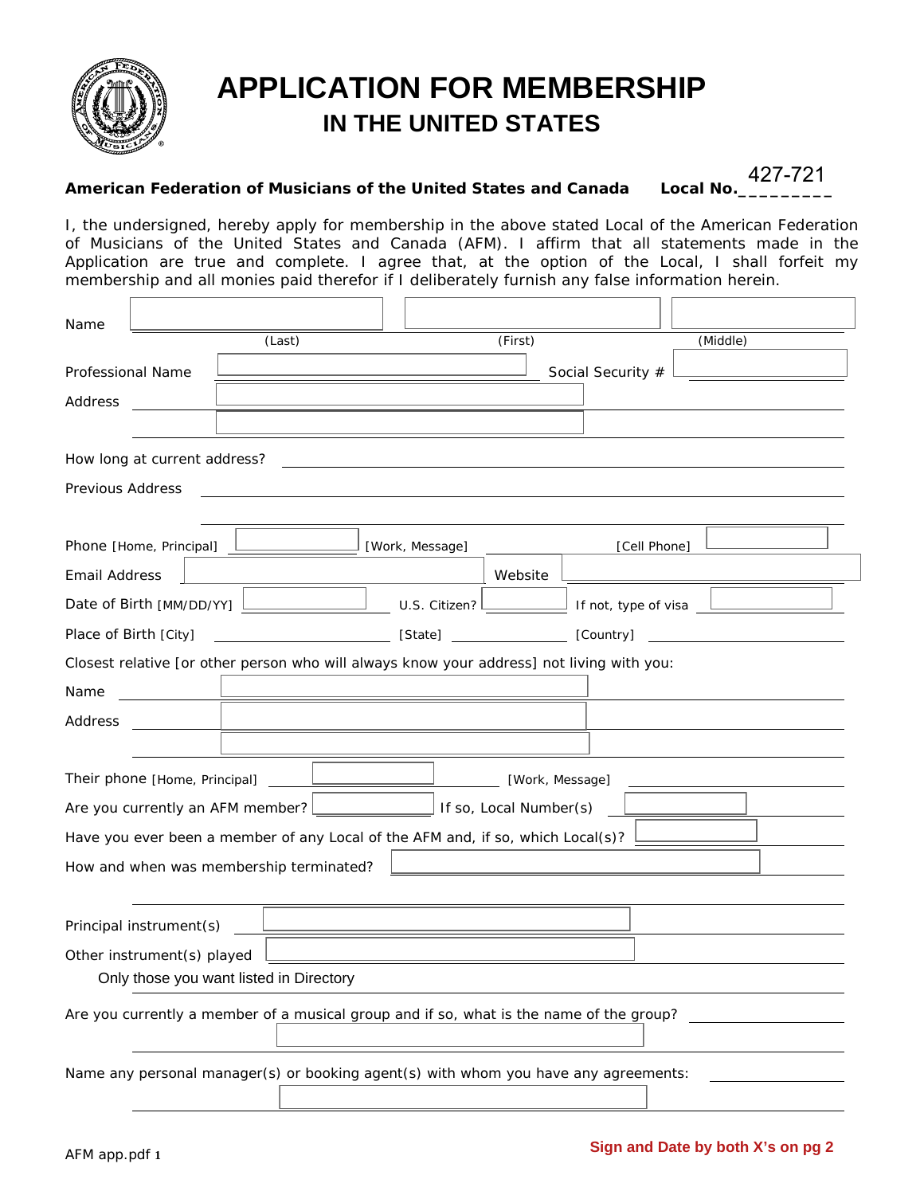# APPLICATION FOR MEMBERSHIP

## IN THE UNITED STATES

**American Federation of Musicians of the United States and Canada** **Local No.** 427-721

I, the undersigned, hereby apply for membership in the above stated Local of the American Federation of Musicians of the United States and Canada (AFM). I affirm that all statements made in the Application are true and complete. I agree that, at the option of the Local, I shall forfeit my membership and all monies paid therefor if I deliberately furnish any false information herein.

Name ______________________ ______________________ ______________________
(Last) (First) (Middle)

Professional Name ______________________ Social Security # ______________________

Address ______________________

______________________

How long at current address? ______________________

Previous Address ______________________

______________________

Phone [Home, Principal] ______________ [Work, Message] ______________ [Cell Phone] ______________

Email Address ______________________ Website ______________________

Date of Birth [MM/DD/YY] ______________ U.S. Citizen? ______________ If not, type of visa ______________

Place of Birth [City] ______________ [State] ______________ [Country] ______________

Closest relative [or other person who will always know your address] not living with you:

Name ______________________

Address ______________________

______________________

Their phone [Home, Principal] ______________ [Work, Message] ______________

Are you currently an AFM member? ______________ If so, Local Number(s) ______________

Have you ever been a member of any Local of the AFM and, if so, which Local(s)? ______________

How and when was membership terminated? ______________________

______________________

Principal instrument(s) ______________________

Other instrument(s) played ______________________

Only those you want listed in Directory

Are you currently a member of a musical group and if so, what is the name of the group? ______________

______________________

Name any personal manager(s) or booking agent(s) with whom you have any agreements: ______________

______________________

AFM app.pdf 1

**Sign and Date by both X's on pg 2**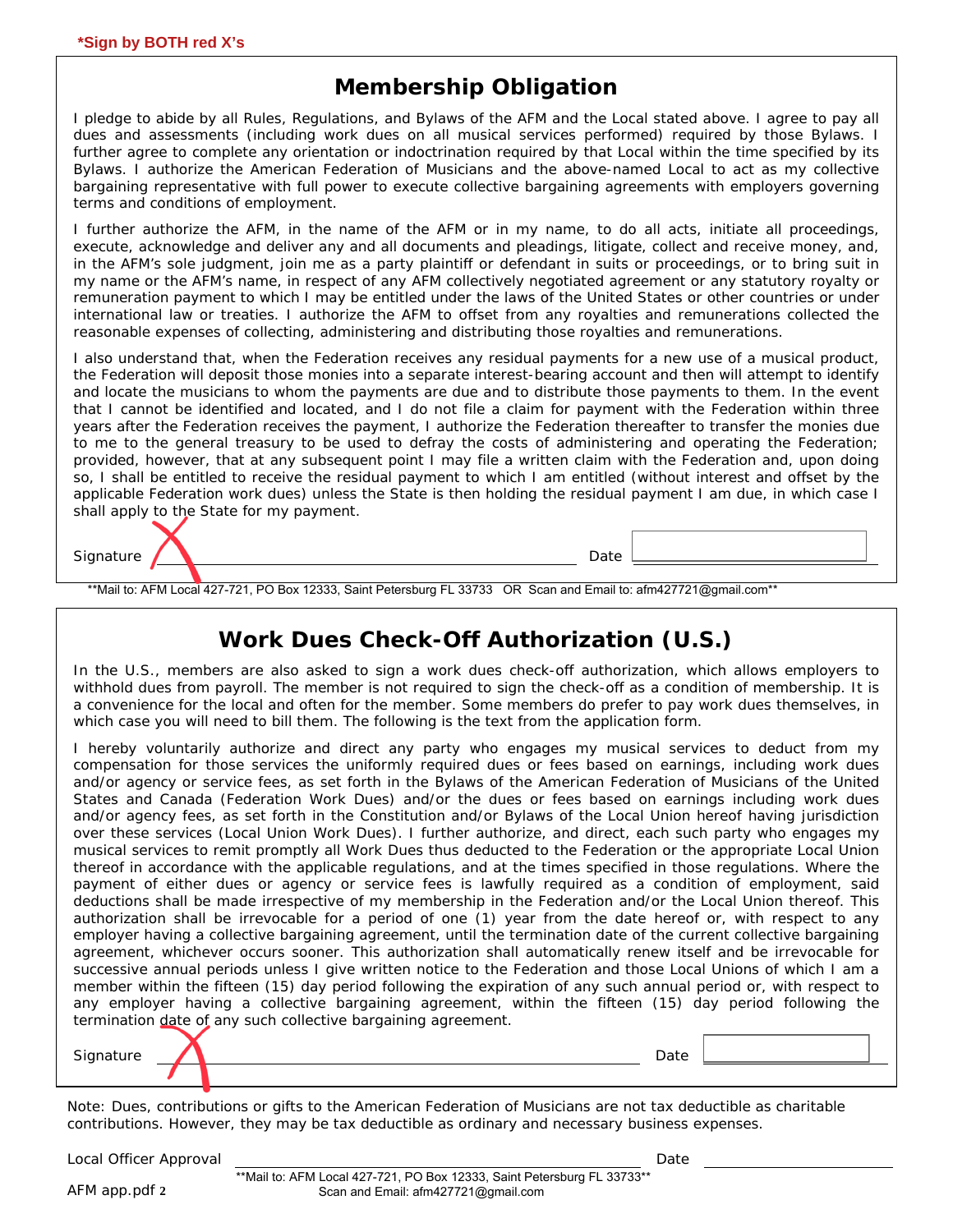**\*Sign by BOTH red X's**

## Membership Obligation

I pledge to abide by all Rules, Regulations, and Bylaws of the AFM and the Local stated above. I agree to pay all dues and assessments (including work dues on all musical services performed) required by those Bylaws. I further agree to complete any orientation or indoctrination required by that Local within the time specified by its Bylaws. I authorize the American Federation of Musicians and the above-named Local to act as my collective bargaining representative with full power to execute collective bargaining agreements with employers governing terms and conditions of employment.

I further authorize the AFM, in the name of the AFM or in my name, to do all acts, initiate all proceedings, execute, acknowledge and deliver any and all documents and pleadings, litigate, collect and receive money, and, in the AFM's sole judgment, join me as a party plaintiff or defendant in suits or proceedings, or to bring suit in my name or the AFM's name, in respect of any AFM collectively negotiated agreement or any statutory royalty or remuneration payment to which I may be entitled under the laws of the United States or other countries or under international law or treaties. I authorize the AFM to offset from any royalties and remunerations collected the reasonable expenses of collecting, administering and distributing those royalties and remunerations.

I also understand that, when the Federation receives any residual payments for a new use of a musical product, the Federation will deposit those monies into a separate interest-bearing account and then will attempt to identify and locate the musicians to whom the payments are due and to distribute those payments to them. In the event that I cannot be identified and located, and I do not file a claim for payment with the Federation within three years after the Federation receives the payment, I authorize the Federation thereafter to transfer the monies due to me to the general treasury to be used to defray the costs of administering and operating the Federation; provided, however, that at any subsequent point I may file a written claim with the Federation and, upon doing so, I shall be entitled to receive the residual payment to which I am entitled (without interest and offset by the applicable Federation work dues) unless the State is then holding the residual payment I am due, in which case I shall apply to the State for my payment.

Signature X ______________________________ Date ______________

\*\*Mail to: AFM Local 427-721, PO Box 12333, Saint Petersburg FL 33733 OR Scan and Email to: afm427721@gmail.com\*\*

## Work Dues Check-Off Authorization (U.S.)

In the U.S., members are also asked to sign a work dues check-off authorization, which allows employers to withhold dues from payroll. The member is not required to sign the check-off as a condition of membership. It is a convenience for the local and often for the member. Some members do prefer to pay work dues themselves, in which case you will need to bill them. The following is the text from the application form.

I hereby voluntarily authorize and direct any party who engages my musical services to deduct from my compensation for those services the uniformly required dues or fees based on earnings, including work dues and/or agency or service fees, as set forth in the Bylaws of the American Federation of Musicians of the United States and Canada (Federation Work Dues) and/or the dues or fees based on earnings including work dues and/or agency fees, as set forth in the Constitution and/or Bylaws of the Local Union hereof having jurisdiction over these services (Local Union Work Dues). I further authorize, and direct, each such party who engages my musical services to remit promptly all Work Dues thus deducted to the Federation or the appropriate Local Union thereof in accordance with the applicable regulations, and at the times specified in those regulations. Where the payment of either dues or agency or service fees is lawfully required as a condition of employment, said deductions shall be made irrespective of my membership in the Federation and/or the Local Union thereof. This authorization shall be irrevocable for a period of one (1) year from the date hereof or, with respect to any employer having a collective bargaining agreement, until the termination date of the current collective bargaining agreement, whichever occurs sooner. This authorization shall automatically renew itself and be irrevocable for successive annual periods unless I give written notice to the Federation and those Local Unions of which I am a member within the fifteen (15) day period following the expiration of any such annual period or, with respect to any employer having a collective bargaining agreement, within the fifteen (15) day period following the termination date of any such collective bargaining agreement.

Signature X ______________________________ Date ______________

Note: Dues, contributions or gifts to the American Federation of Musicians are not tax deductible as charitable contributions. However, they may be tax deductible as ordinary and necessary business expenses.

Local Officer Approval ______________________________ Date ______________

\*\*Mail to: AFM Local 427-721, PO Box 12333, Saint Petersburg FL 33733\*\*
Scan and Email: afm427721@gmail.com

AFM app.pdf 2